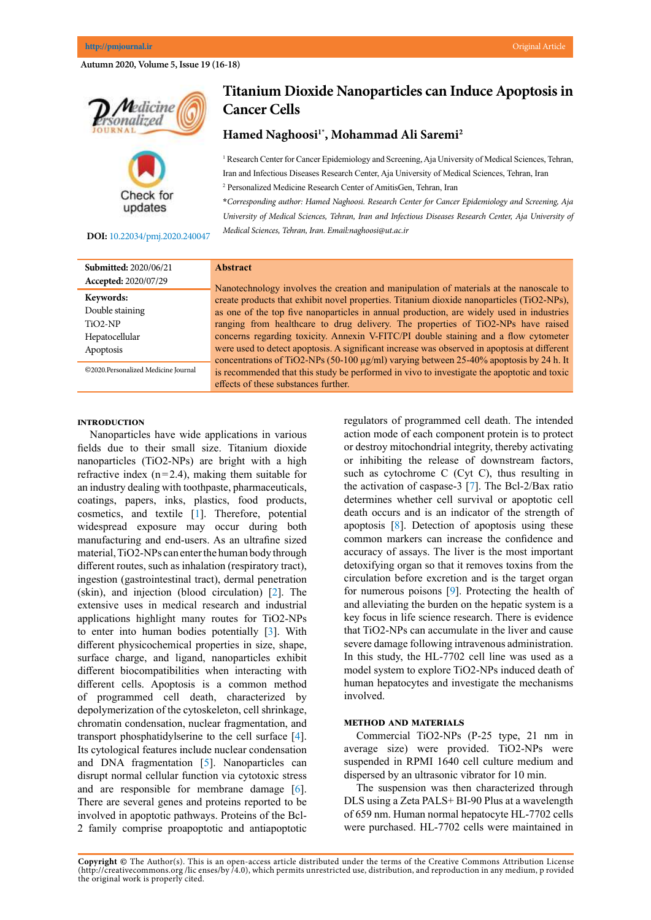# Titanium Dioxide Nanoparticles can Induce Apoptosis in Cancer Cells

## Hamed Naghoosi[1*], Mohammad Ali Saremi[2]

[1] Research Center for Cancer Epidemiology and Screening, Aja University of Medical Sciences, Tehran, Iran and Infectious Diseases Research Center, Aja University of Medical Sciences, Tehran, Iran

[2] Personalized Medicine Research Center of AmitisGen, Tehran, Iran

*\*Corresponding author: Hamed Naghoosi. Research Center for Cancer Epidemiology and Screening, Aja University of Medical Sciences, Tehran, Iran and Infectious Diseases Research Center, Aja University of Medical Sciences, Tehran, Iran. Email:naghoosi@ut.ac.ir*

**DOI:** 10.22034/pmj.2020.240047

**Submitted:** 2020/06/21
**Accepted:** 2020/07/29

**Keywords:**
Double staining
TiO2-NP
Hepatocellular
Apoptosis

©2020.Personalized Medicine Journal

**Abstract**

Nanotechnology involves the creation and manipulation of materials at the nanoscale to create products that exhibit novel properties. Titanium dioxide nanoparticles (TiO2-NPs), as one of the top five nanoparticles in annual production, are widely used in industries ranging from healthcare to drug delivery. The properties of TiO2-NPs have raised concerns regarding toxicity. Annexin V-FITC/PI double staining and a flow cytometer were used to detect apoptosis. A significant increase was observed in apoptosis at different concentrations of TiO2-NPs (50-100 µg/ml) varying between 25-40% apoptosis by 24 h. It is recommended that this study be performed in vivo to investigate the apoptotic and toxic effects of these substances further.

### INTRODUCTION

Nanoparticles have wide applications in various fields due to their small size. Titanium dioxide nanoparticles (TiO2-NPs) are bright with a high refractive index (n=2.4), making them suitable for an industry dealing with toothpaste, pharmaceuticals, coatings, papers, inks, plastics, food products, cosmetics, and textile [1]. Therefore, potential widespread exposure may occur during both manufacturing and end-users. As an ultrafine sized material, TiO2-NPs can enter the human body through different routes, such as inhalation (respiratory tract), ingestion (gastrointestinal tract), dermal penetration (skin), and injection (blood circulation) [2]. The extensive uses in medical research and industrial applications highlight many routes for TiO2-NPs to enter into human bodies potentially [3]. With different physicochemical properties in size, shape, surface charge, and ligand, nanoparticles exhibit different biocompatibilities when interacting with different cells. Apoptosis is a common method of programmed cell death, characterized by depolymerization of the cytoskeleton, cell shrinkage, chromatin condensation, nuclear fragmentation, and transport phosphatidylserine to the cell surface [4]. Its cytological features include nuclear condensation and DNA fragmentation [5]. Nanoparticles can disrupt normal cellular function via cytotoxic stress and are responsible for membrane damage [6]. There are several genes and proteins reported to be involved in apoptotic pathways. Proteins of the Bcl-2 family comprise proapoptotic and antiapoptotic regulators of programmed cell death. The intended action mode of each component protein is to protect or destroy mitochondrial integrity, thereby activating or inhibiting the release of downstream factors, such as cytochrome C (Cyt C), thus resulting in the activation of caspase-3 [7]. The Bcl-2/Bax ratio determines whether cell survival or apoptotic cell death occurs and is an indicator of the strength of apoptosis [8]. Detection of apoptosis using these common markers can increase the confidence and accuracy of assays. The liver is the most important detoxifying organ so that it removes toxins from the circulation before excretion and is the target organ for numerous poisons [9]. Protecting the health of and alleviating the burden on the hepatic system is a key focus in life science research. There is evidence that TiO2-NPs can accumulate in the liver and cause severe damage following intravenous administration. In this study, the HL-7702 cell line was used as a model system to explore TiO2-NPs induced death of human hepatocytes and investigate the mechanisms involved.

### METHOD AND MATERIALS

Commercial TiO2-NPs (P-25 type, 21 nm in average size) were provided. TiO2-NPs were suspended in RPMI 1640 cell culture medium and dispersed by an ultrasonic vibrator for 10 min.

The suspension was then characterized through DLS using a Zeta PALS+ BI-90 Plus at a wavelength of 659 nm. Human normal hepatocyte HL-7702 cells were purchased. HL-7702 cells were maintained in

**Copyright ©** The Author(s). This is an open-access article distributed under the terms of the Creative Commons Attribution License (http://creativecommons.org /lic enses/by /4.0), which permits unrestricted use, distribution, and reproduction in any medium, p rovided the original work is properly cited.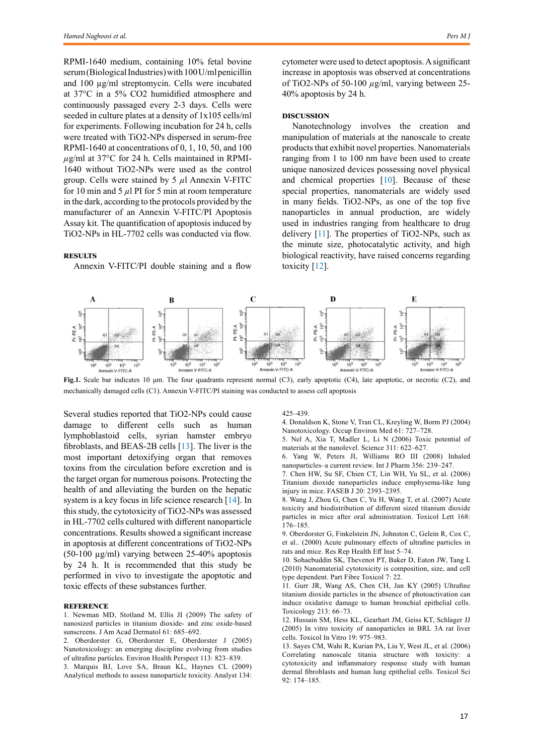RPMI-1640 medium, containing 10% fetal bovine serum (Biological Industries) with 100 U/ml penicillin and 100 µg/ml streptomycin. Cells were incubated at 37°C in a 5% CO2 humidified atmosphere and continuously passaged every 2-3 days. Cells were seeded in culture plates at a density of 1x105 cells/ml for experiments. Following incubation for 24 h, cells were treated with TiO2-NPs dispersed in serum-free RPMI-1640 at concentrations of 0, 1, 10, 50, and 100 $\mu$g/ml at 37°C for 24 h. Cells maintained in RPMI-1640 without TiO2-NPs were used as the control group. Cells were stained by 5 $\mu$l Annexin V-FITC for 10 min and 5 $\mu$l PI for 5 min at room temperature in the dark, according to the protocols provided by the manufacturer of an Annexin V-FITC/PI Apoptosis Assay kit. The quantification of apoptosis induced by TiO2-NPs in HL-7702 cells was conducted via flow.

## RESULTS

Annexin V-FITC/PI double staining and a flow cytometer were used to detect apoptosis. A significant increase in apoptosis was observed at concentrations of TiO2-NPs of 50-100 $\mu$g/ml, varying between 25-40% apoptosis by 24 h.

## DISCUSSION

Nanotechnology involves the creation and manipulation of materials at the nanoscale to create products that exhibit novel properties. Nanomaterials ranging from 1 to 100 nm have been used to create unique nanosized devices possessing novel physical and chemical properties [10]. Because of these special properties, nanomaterials are widely used in many fields. TiO2-NPs, as one of the top five nanoparticles in annual production, are widely used in industries ranging from healthcare to drug delivery [11]. The properties of TiO2-NPs, such as the minute size, photocatalytic activity, and high biological reactivity, have raised concerns regarding toxicity [12].

**Fig.1.** Scale bar indicates 10 µm. The four quadrants represent normal (C3), early apoptotic (C4), late apoptotic, or necrotic (C2), and mechanically damaged cells (C1). Annexin V-FITC/PI staining was conducted to assess cell apoptosis

Several studies reported that TiO2-NPs could cause damage to different cells such as human lymphoblastoid cells, syrian hamster embryo fibroblasts, and BEAS-2B cells [13]. The liver is the most important detoxifying organ that removes toxins from the circulation before excretion and is the target organ for numerous poisons. Protecting the health of and alleviating the burden on the hepatic system is a key focus in life science research [14]. In this study, the cytotoxicity of TiO2-NPs was assessed in HL-7702 cells cultured with different nanoparticle concentrations. Results showed a significant increase in apoptosis at different concentrations of TiO2-NPs (50-100 µg/ml) varying between 25-40% apoptosis by 24 h. It is recommended that this study be performed in vivo to investigate the apoptotic and toxic effects of these substances further.

## REFERENCE

1. Newman MD, Stotland M, Ellis JI (2009) The safety of nanosized particles in titanium dioxide- and zinc oxide-based sunscreens. J Am Acad Dermatol 61: 685–692.
2. Oberdorster G, Oberdorster E, Oberdorster J (2005) Nanotoxicology: an emerging discipline evolving from studies of ultrafine particles. Environ Health Perspect 113: 823–839.
3. Marquis BJ, Love SA, Braun KL, Haynes CL (2009) Analytical methods to assess nanoparticle toxicity. Analyst 134: 425–439.
4. Donaldson K, Stone V, Tran CL, Kreyling W, Borm PJ (2004) Nanotoxicology. Occup Environ Med 61: 727–728.
5. Nel A, Xia T, Madler L, Li N (2006) Toxic potential of materials at the nanolevel. Science 311: 622–627.
6. Yang W, Peters JI, Williams RO III (2008) Inhaled nanoparticles–a current review. Int J Pharm 356: 239–247.
7. Chen HW, Su SF, Chien CT, Lin WH, Yu SL, et al. (2006) Titanium dioxide nanoparticles induce emphysema-like lung injury in mice. FASEB J 20: 2393–2395.
8. Wang J, Zhou G, Chen C, Yu H, Wang T, et al. (2007) Acute toxicity and biodistribution of different sized titanium dioxide particles in mice after oral administration. Toxicol Lett 168: 176–185.
9. Oberdorster G, Finkelstein JN, Johnston C, Gelein R, Cox C, et al.. (2000) Acute pulmonary effects of ultrafine particles in rats and mice. Res Rep Health Eff Inst 5–74.
10. Sohaebuddin SK, Thevenot PT, Baker D, Eaton JW, Tang L (2010) Nanomaterial cytotoxicity is composition, size, and cell type dependent. Part Fibre Toxicol 7: 22.
11. Gurr JR, Wang AS, Chen CH, Jan KY (2005) Ultrafine titanium dioxide particles in the absence of photoactivation can induce oxidative damage to human bronchial epithelial cells. Toxicology 213: 66–73.
12. Hussain SM, Hess KL, Gearhart JM, Geiss KT, Schlager JJ (2005) In vitro toxicity of nanoparticles in BRL 3A rat liver cells. Toxicol In Vitro 19: 975–983.
13. Sayes CM, Wahi R, Kurian PA, Liu Y, West JL, et al. (2006) Correlating nanoscale titania structure with toxicity: a cytotoxicity and inflammatory response study with human dermal fibroblasts and human lung epithelial cells. Toxicol Sci 92: 174–185.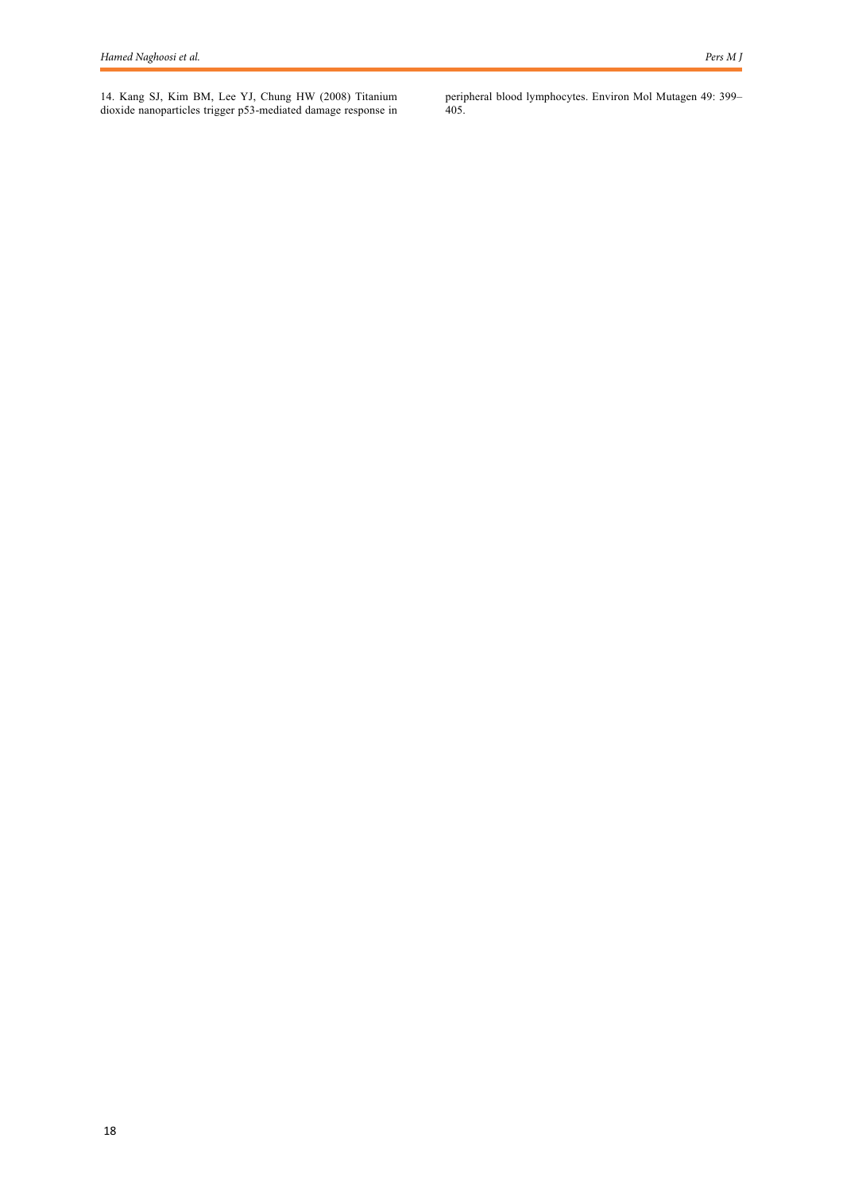14. Kang SJ, Kim BM, Lee YJ, Chung HW (2008) Titanium dioxide nanoparticles trigger p53-mediated damage response in peripheral blood lymphocytes. Environ Mol Mutagen 49: 399–405.